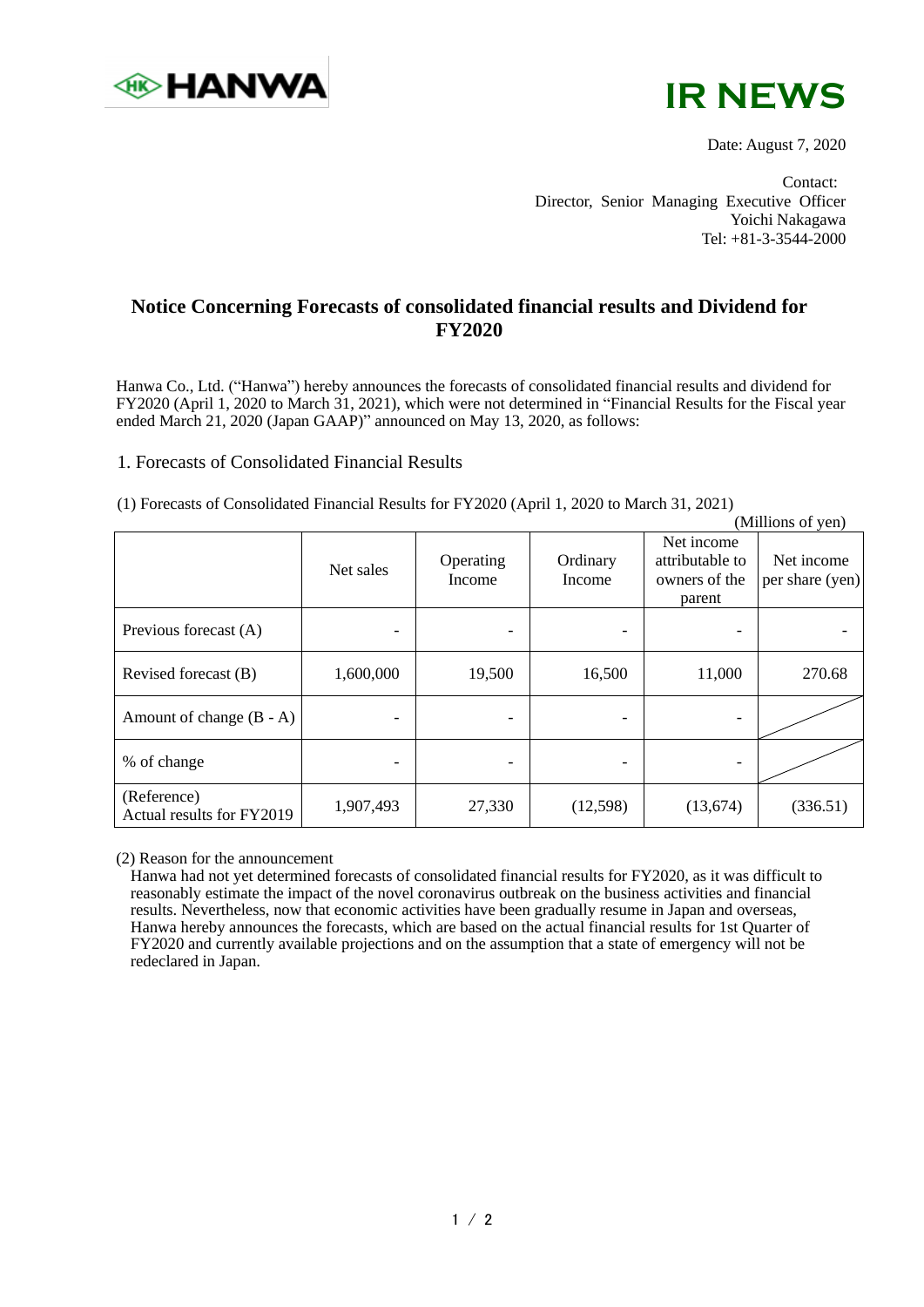HANWA

IR NEWS

Date: August 7, 2020

Contact:
Director, Senior Managing Executive Officer
Yoichi Nakagawa
Tel: +81-3-3544-2000

# Notice Concerning Forecasts of consolidated financial results and Dividend for FY2020

Hanwa Co., Ltd. ("Hanwa") hereby announces the forecasts of consolidated financial results and dividend for FY2020 (April 1, 2020 to March 31, 2021), which were not determined in "Financial Results for the Fiscal year ended March 21, 2020 (Japan GAAP)" announced on May 13, 2020, as follows:

## 1. Forecasts of Consolidated Financial Results

(1) Forecasts of Consolidated Financial Results for FY2020 (April 1, 2020 to March 31, 2021)

(Millions of yen)

| | Net sales | Operating Income | Ordinary Income | Net income attributable to owners of the parent | Net income per share (yen) |
|---|---|---|---|---|---|
| Previous forecast (A) | - | - | - | - | - |
| Revised forecast (B) | 1,600,000 | 19,500 | 16,500 | 11,000 | 270.68 |
| Amount of change (B - A) | - | - | - | - | |
| % of change | - | - | - | - | |
| (Reference) Actual results for FY2019 | 1,907,493 | 27,330 | (12,598) | (13,674) | (336.51) |

(2) Reason for the announcement

Hanwa had not yet determined forecasts of consolidated financial results for FY2020, as it was difficult to reasonably estimate the impact of the novel coronavirus outbreak on the business activities and financial results. Nevertheless, now that economic activities have been gradually resume in Japan and overseas, Hanwa hereby announces the forecasts, which are based on the actual financial results for 1st Quarter of FY2020 and currently available projections and on the assumption that a state of emergency will not be redeclared in Japan.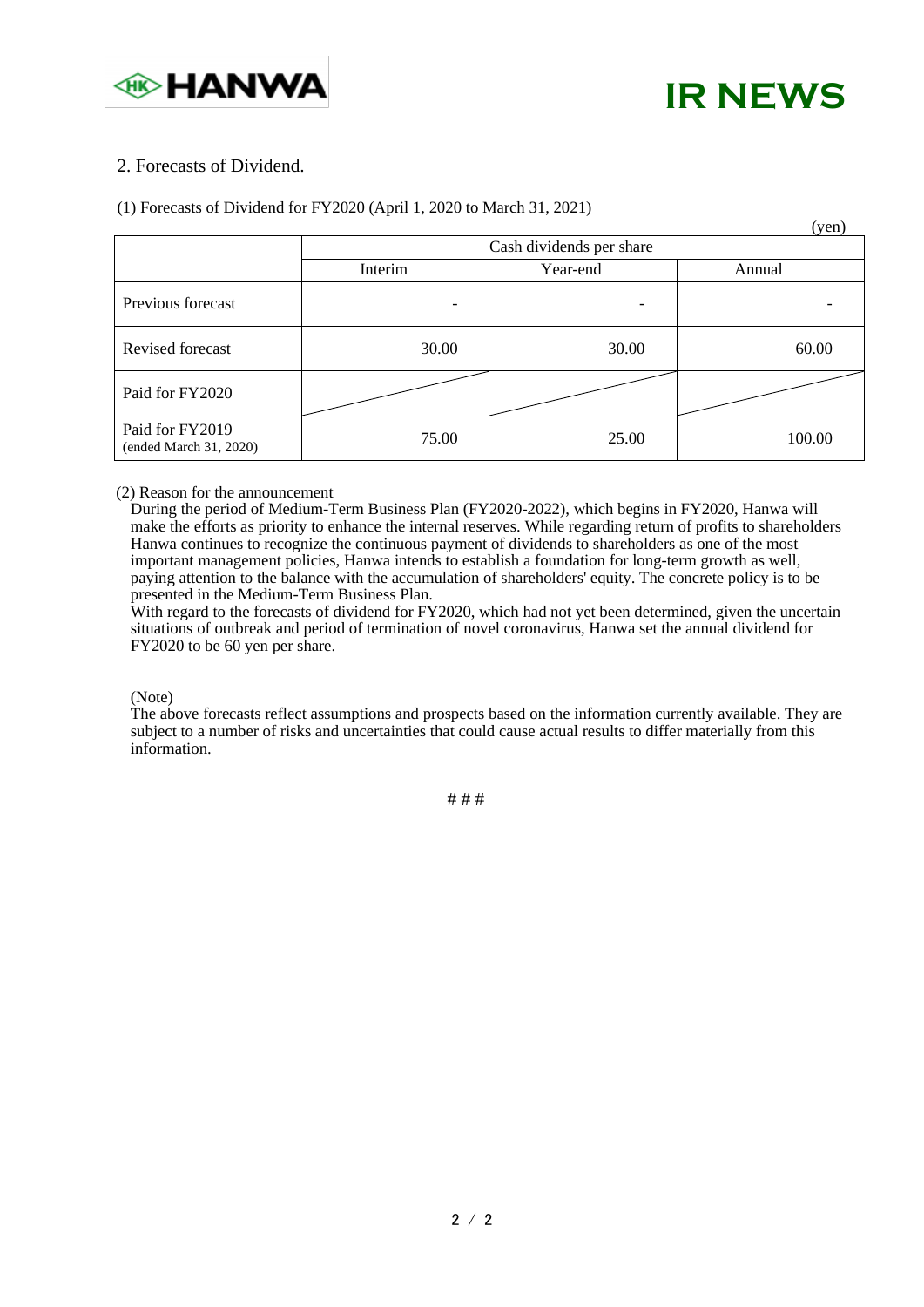## 2. Forecasts of Dividend.

(1) Forecasts of Dividend for FY2020 (April 1, 2020 to March 31, 2021)

(yen)

| | Cash dividends per share | | |
|---|---|---|---|
| | Interim | Year-end | Annual |
| Previous forecast | - | - | - |
| Revised forecast | 30.00 | 30.00 | 60.00 |
| Paid for FY2020 | | | |
| Paid for FY2019 (ended March 31, 2020) | 75.00 | 25.00 | 100.00 |

(2) Reason for the announcement

During the period of Medium-Term Business Plan (FY2020-2022), which begins in FY2020, Hanwa will make the efforts as priority to enhance the internal reserves. While regarding return of profits to shareholders Hanwa continues to recognize the continuous payment of dividends to shareholders as one of the most important management policies, Hanwa intends to establish a foundation for long-term growth as well, paying attention to the balance with the accumulation of shareholders' equity. The concrete policy is to be presented in the Medium-Term Business Plan.

With regard to the forecasts of dividend for FY2020, which had not yet been determined, given the uncertain situations of outbreak and period of termination of novel coronavirus, Hanwa set the annual dividend for FY2020 to be 60 yen per share.

(Note)

The above forecasts reflect assumptions and prospects based on the information currently available. They are subject to a number of risks and uncertainties that could cause actual results to differ materially from this information.

# # #